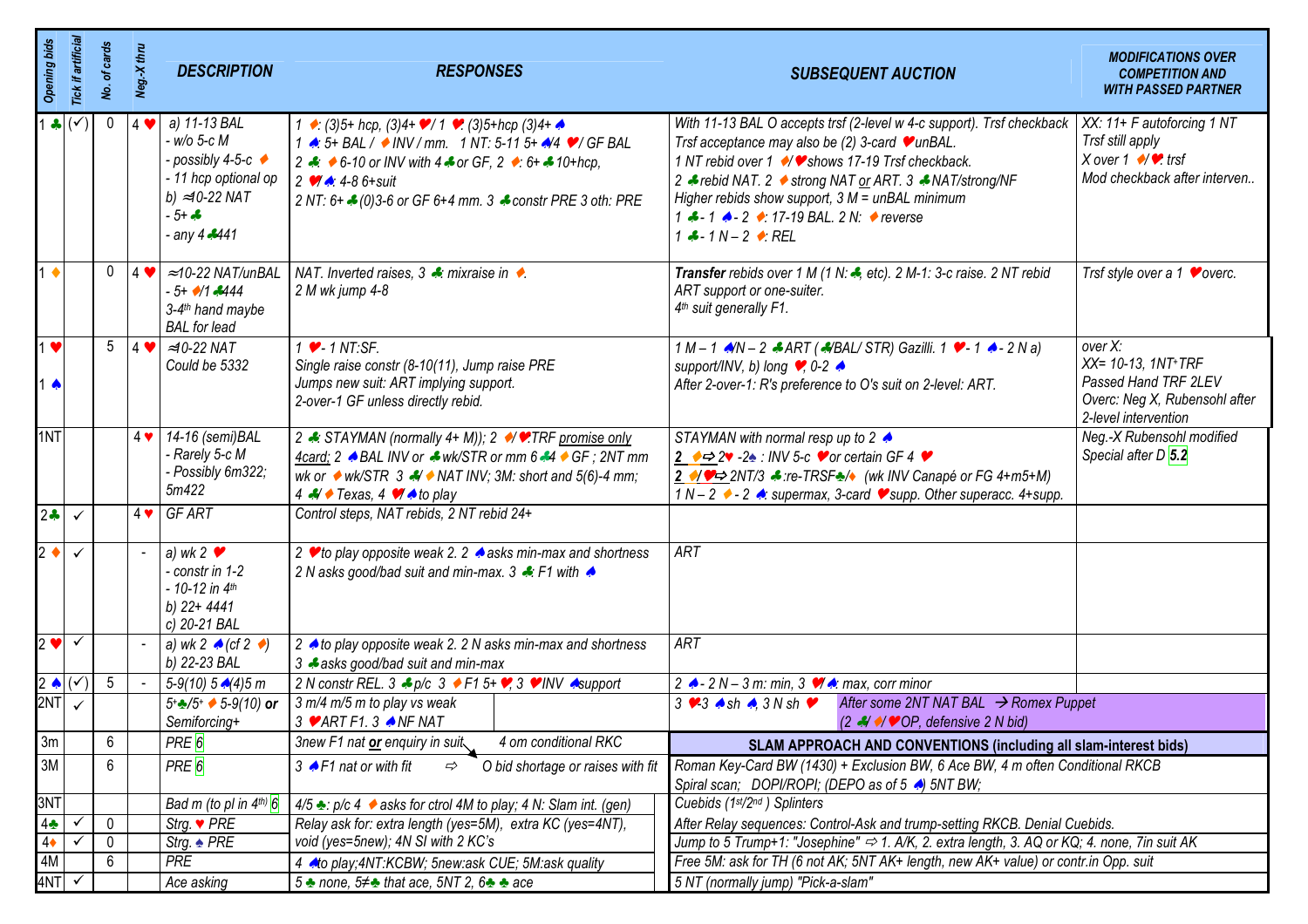| Opening bids | Tick if artificial | No. of cards | Neg.-X thru | DESCRIPTION | RESPONSES | SUBSEQUENT AUCTION | MODIFICATIONS OVER COMPETITION AND WITH PASSED PARTNER |
|---|---|---|---|---|---|---|---|
| 1 ♣ | (✓) | 0 | 4 ♥ | a) 11-13 BAL<br>- w/o 5-c M<br>- possibly 4-5-c ♦<br>- 11 hcp optional op<br>b) ≈10-22 NAT<br>- 5+ ♣<br>- any 4♣441 | 1 ♦: (3)5+ hcp, (3)4+ ♥/ 1 ♥: (3)5+hcp (3)4+ ♠<br>1 ♠: 5+ BAL / ♦INV / mm. 1 NT: 5-11 5+ ♠/4 ♥/ GF BAL<br>2 ♣: ♦6-10 or INV with 4♣ or GF, 2 ♦: 6+ ♣ 10+hcp,<br>2 ♥/♠: 4-8 6+suit<br>2 NT: 6+ ♣(0)3-6 or GF 6+4 mm. 3 ♣ constr PRE 3 oth: PRE | With 11-13 BAL O accepts trsf (2-level w 4-c support). Trsf checkback<br>Trsf acceptance may also be (2) 3-card ♥unBAL.<br>1 NT rebid over 1 ♦/♥ shows 17-19 Trsf checkback.<br>2 ♣ rebid NAT. 2 ♦ strong NAT or ART. 3 ♣ NAT/strong/NF<br>Higher rebids show support, 3 M = unBAL minimum<br>1 ♣- 1 ♠- 2 ♦: 17-19 BAL. 2 N: ♦reverse<br>1 ♣- 1 N – 2 ♦: REL | XX: 11+ F autoforcing 1 NT<br>Trsf still apply<br>X over 1 ♦/♥: trsf<br>Mod checkback after interven.. |
| 1 ♦ | | 0 | 4 ♥ | ≈10-22 NAT/unBAL<br>- 5+ ♦/1 ♣444<br>3-4th hand maybe BAL for lead | NAT. Inverted raises, 3 ♣: mixraise in ♦.<br>2 M wk jump 4-8 | **Transfer** rebids over 1 M (1 N: ♣, etc). 2 M-1: 3-c raise. 2 NT rebid ART support or one-suiter.<br>4th suit generally F1. | Trsf style over a 1 ♥overc. |
| 1 ♥<br>1 ♠ | | 5 | 4 ♥ | ≈10-22 NAT<br>Could be 5332 | 1 ♥- 1 NT:SF.<br>Single raise constr (8-10(11), Jump raise PRE<br>Jumps new suit: ART implying support.<br>2-over-1 GF unless directly rebid. | 1 M – 1 ♠/N – 2 ♣ART (♣/BAL/ STR) Gazilli. 1 ♥- 1 ♠- 2 N a) support/INV, b) long ♥, 0-2 ♠<br>After 2-over-1: R's preference to O's suit on 2-level: ART. | over X:<br>XX= 10-13, 1NT+TRF<br>Passed Hand TRF 2LEV<br>Overc: Neg X, Rubensohl after 2-level intervention |
| 1NT | | | 4 ♥ | 14-16 (semi)BAL<br>- Rarely 5-c M<br>- Possibly 6m322; 5m422 | 2 ♣: STAYMAN (normally 4+ M)); 2 ♦/♥:TRF promise only 4card; 2 ♠BAL INV or ♣wk/STR or mm 6♣4 ♦GF ; 2NT mm wk or ♦wk/STR 3 ♣/♦NAT INV; 3M: short and 5(6)-4 mm;<br>4 ♣/♦Texas, 4 ♥/♠to play | STAYMAN with normal resp up to 2 ♠<br>2 ♦⇨ 2♥ -2♠ : INV 5-c ♥or certain GF 4 ♥<br>2 ♦/♥⇨ 2NT/3 ♣:re-TRSF♣/♦ (wk INV Canapé or FG 4+m5+M)<br>1 N – 2 ♦- 2 ♠: supermax, 3-card ♥supp. Other superacc. 4+supp. | Neg.-X Rubensohl modified<br>Special after D 5.2 |
| 2♣ | ✓ | | 4 ♥ | GF ART | Control steps, NAT rebids, 2 NT rebid 24+ | | |
| 2 ♦ | ✓ | | - | a) wk 2 ♥<br>- constr in 1-2<br>- 10-12 in 4th<br>b) 22+ 4441<br>c) 20-21 BAL | 2 ♥to play opposite weak 2. 2 ♠asks min-max and shortness<br>2 N asks good/bad suit and min-max. 3 ♣: F1 with ♠ | ART | |
| 2 ♥ | ✓ | | - | a) wk 2 ♠(cf 2 ♦)<br>b) 22-23 BAL | 2 ♠to play opposite weak 2. 2 N asks min-max and shortness<br>3 ♣asks good/bad suit and min-max | ART | |
| 2 ♠ | (✓) | 5 | - | 5-9(10) 5 ♠(4)5 m | 2 N constr REL. 3 ♣p/c 3 ♦F1 5+ ♥, 3 ♥INV ♠support | 2 ♠- 2 N – 3 m: min, 3 ♥/♠: max, corr minor | |
| 2NT | ✓ | | | 5+♣/5+ ♦ 5-9(10) **or** Semiforcing+ | 3 m/4 m/5 m to play vs weak<br>3 ♥ART F1. 3 ♠NF NAT | 3 ♥-3 ♠sh ♠, 3 N sh ♥ — After some 2NT NAT BAL → Romex Puppet (2 ♣/♦/♥OP, defensive 2 N bid) | |
| 3m | | 6 | | PRE 6 | 3new F1 nat **or** enquiry in suit — 4 om conditional RKC | **SLAM APPROACH AND CONVENTIONS (including all slam-interest bids)** | |
| 3M | | 6 | | PRE 6 | 3 ♠F1 nat or with fit ⇨ O bid shortage or raises with fit | Roman Key-Card BW (1430) + Exclusion BW, 6 Ace BW, 4 m often Conditional RKCB<br>Spiral scan; DOPI/ROPI; (DEPO as of 5 ♠) 5NT BW; | |
| 3NT | | | | Bad m (to pl in 4th) 6 | 4/5 ♣: p/c 4 ♦asks for ctrol 4M to play; 4 N: Slam int. (gen) | Cuebids (1st/2nd ) Splinters | |
| 4♣ | ✓ | 0 | | Strg. ♥ PRE | Relay ask for: extra length (yes=5M), extra KC (yes=4NT), | After Relay sequences: Control-Ask and trump-setting RKCB. Denial Cuebids. | |
| 4♦ | ✓ | 0 | | Strg. ♠ PRE | void (yes=5new); 4N SI with 2 KC's | Jump to 5 Trump+1: "Josephine" ⇨ 1. A/K, 2. extra length, 3. AQ or KQ; 4. none, 7in suit AK | |
| 4M | | 6 | | PRE | 4 ♠to play;4NT:KCBW; 5new:ask CUE; 5M:ask quality | Free 5M: ask for TH (6 not AK; 5NT AK+ length, new AK+ value) or contr.in Opp. suit | |
| 4NT | ✓ | | | Ace asking | 5 ♣ none, 5≠♣ that ace, 5NT 2, 6♣ ♣ ace | 5 NT (normally jump) "Pick-a-slam" | |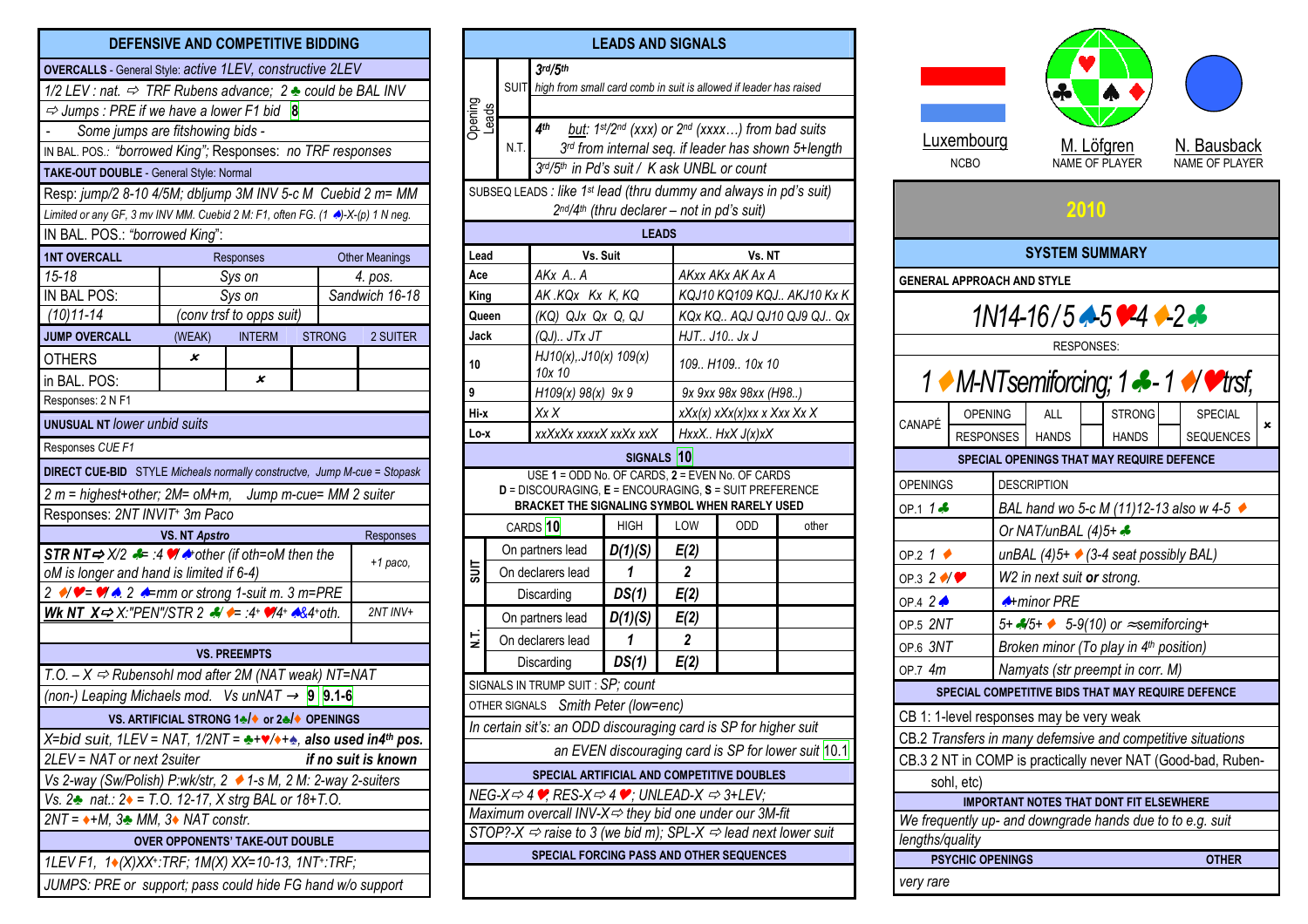## DEFENSIVE AND COMPETITIVE BIDDING

**OVERCALLS** - General Style: *active 1LEV, constructive 2LEV*

*1/2 LEV : nat. ⇨ TRF Rubens advance; 2 ♣ could be BAL INV*

*⇨ Jumps : PRE if we have a lower F1 bid* 8

*- Some jumps are fitshowing bids -*

IN BAL. POS.: *"borrowed King"; Responses: no TRF responses*

**TAKE-OUT DOUBLE** - General Style: Normal

*Resp: jump/2 8-10 4/5M; dbljump 3M INV 5-c M Cuebid 2 m= MM*

*Limited or any GF, 3 mv INV MM. Cuebid 2 M: F1, often FG. (1 ♠)-X-(p) 1 N neg.*

IN BAL. POS.: *"borrowed King"*:

| 1NT OVERCALL | Responses | Other Meanings |
|---|---|---|
| *15-18* | *Sys on* | *4. pos.* |
| IN BAL POS: | *Sys on* | *Sandwich 16-18* |
| *(10)11-14* | *(conv trsf to opps suit)* | |

| JUMP OVERCALL | (WEAK) | INTERM | STRONG | 2 SUITER |
|---|---|---|---|---|
| OTHERS | × | | | |
| in BAL. POS: | | × | | |

Responses: 2 N F1

**UNUSUAL NT** *lower unbid suits*

Responses *CUE F1*

**DIRECT CUE-BID** STYLE *Micheals normally constructve, Jump M-cue = Stopask*

*2 m = highest+other; 2M= oM+m, Jump m-cue= MM 2 suiter*

*Responses: 2NT INVIT⁺ 3m Paco*

| VS. NT *Apstro* | Responses |
|---|---|
| ***STR NT⇨** X/2 ♣= :4 ♥/♠+other (if oth=oM then the oM is longer and hand is limited if 6-4)* | *+1 paco,* |
| *2 ♦/♥= ♥/♠ 2 ♠=mm or strong 1-suit m. 3 m=PRE* | |
| ***Wk NT X⇨** X:"PEN"/STR 2 ♣/♦= :4⁺ ♥/4⁺ ♠&4⁺oth.* | *2NT INV+* |

**VS. PREEMPTS**

*T.O. – X ⇨ Rubensohl mod after 2M (NAT weak) NT=NAT*

*(non-) Leaping Michaels mod. Vs unNAT → 9 9.1-6*

**VS. ARTIFICIAL STRONG 1♣/♦ or 2♣/♦ OPENINGS**

*X=bid suit, 1♥LEV = NAT, 1/2NT = ♣+♥/♦+♠,* ***also used in4th pos.***

*2LEV = NAT or next 2suiter* ***if no suit is known***

*Vs 2-way (Sw/Polish) P:wk/str, 2 ♦1-s M, 2 M: 2-way 2-suiters*

*Vs. 2♣ nat.: 2♦ = T.O. 12-17, X strg BAL or 18+T.O.*

*2NT = ♦+M, 3♣ MM, 3♦ NAT constr.*

**OVER OPPONENTS' TAKE-OUT DOUBLE**

*1LEV F1, 1♦(X)XX⁺:TRF; 1M(X) XX=10-13, 1NT⁺:TRF;*

*JUMPS: PRE or support; pass could hide FG hand w/o support*

## LEADS AND SIGNALS

**Opening Leads**

SUIT: *3rd/5th* — *high from small card comb in suit is allowed if leader has raised*

N.T.: *4th* *but: 1st/2nd (xxx) or 2nd (xxxx…) from bad suits; 3rd from internal seq. if leader has shown 5+length; 3rd/5th in Pd's suit / K ask UNBL or count*

SUBSEQ LEADS : *like 1st lead (thru dummy and always in pd's suit) 2nd/4th (thru declarer – not in pd's suit)*

**LEADS**

| Lead | Vs. Suit | Vs. NT |
|---|---|---|
| Ace | *AKx A.. A* | *AKxx AKx AK Ax A* |
| King | *AK .KQx Kx K, KQ* | *KQJ10 KQ109 KQJ.. AKJ10 Kx K* |
| Queen | *(KQ) QJx Qx Q, QJ* | *KQx KQ.. AQJ QJ10 QJ9 QJ.. Qx* |
| Jack | *(QJ).. JTx JT* | *HJT.. J10.. Jx J* |
| 10 | *HJ10(x),.J10(x) 109(x) 10x 10* | *109.. H109.. 10x 10* |
| 9 | *H109(x) 98(x) 9x 9* | *9x 9xx 98x 98xx (H98..)* |
| Hi-x | *Xx X* | *xXx(x) xXx(x)xx x Xxx Xx X* |
| Lo-x | *xxXxXx xxxxX xxXx xxX* | *HxxX.. HxX J(x)xX* |

**SIGNALS** 10

USE **1** = ODD No. OF CARDS, **2** = EVEN No. OF CARDS
**D** = DISCOURAGING, **E** = ENCOURAGING, **S** = SUIT PREFERENCE
**BRACKET THE SIGNALING SYMBOL WHEN RARELY USED**

| | CARDS 10 | HIGH | LOW | ODD | other |
|---|---|---|---|---|---|
| SUIT | On partners lead | *D(1)(S)* | *E(2)* | | |
| | On declarers lead | *1* | *2* | | |
| | Discarding | *DS(1)* | *E(2)* | | |
| N.T. | On partners lead | *D(1)(S)* | *E(2)* | | |
| | On declarers lead | *1* | *2* | | |
| | Discarding | *DS(1)* | *E(2)* | | |

SIGNALS IN TRUMP SUIT : *SP; count*

OTHER SIGNALS *Smith Peter (low=enc)*

*In certain sit's: an ODD discouraging card is SP for higher suit*

*an EVEN discouraging card is SP for lower suit* 10.1

**SPECIAL ARTIFICIAL AND COMPETITIVE DOUBLES**

*NEG-X⇨ 4 ♥; RES-X⇨ 4 ♥; UNLEAD-X ⇨ 3+LEV;*

*Maximum overcall INV-X⇨ they bid one under our 3M-fit*

*STOP?-X ⇨ raise to 3 (we bid m); SPL-X ⇨ lead next lower suit*

**SPECIAL FORCING PASS AND OTHER SEQUENCES**

Luxembourg — NCBO

M. Löfgren — NAME OF PLAYER

N. Bausback — NAME OF PLAYER

**2010**

## SYSTEM SUMMARY

**GENERAL APPROACH AND STYLE**

*1N14-16 / 5♠5♥4♦-2♣*

RESPONSES:

*1♦M-NTsemiforcing; 1♣- 1♦/♥trsf,*

| CANAPÉ | OPENING RESPONSES | ALL HANDS | | STRONG HANDS | | SPECIAL SEQUENCES | × |
|---|---|---|---|---|---|---|---|

**SPECIAL OPENINGS THAT MAY REQUIRE DEFENCE**

| OPENINGS | DESCRIPTION |
|---|---|
| OP.1 *1♣* | *BAL hand wo 5-c M (11)12-13 also w 4-5 ♦* |
| | *Or NAT/unBAL (4)5+ ♣* |
| OP.2 *1 ♦* | *unBAL (4)5+ ♦(3-4 seat possibly BAL)* |
| OP.3 *2 ♦/♥* | *W2 in next suit* ***or*** *strong.* |
| OP.4 *2♠* | *♠+minor PRE* |
| OP.5 *2NT* | *5+ ♣/5+ ♦ 5-9(10) or ≈semiforcing+* |
| OP.6 *3NT* | *Broken minor (To play in 4th position)* |
| OP.7 *4m* | *Namyats (str preempt in corr. M)* |

**SPECIAL COMPETITIVE BIDS THAT MAY REQUIRE DEFENCE**

CB 1: 1-level responses may be very weak

*CB.2 Transfers in many defensive and competitive situations*

CB.3 2 NT in COMP is practically never NAT (Good-bad, Rubensohl, etc)

**IMPORTANT NOTES THAT DONT FIT ELSEWHERE**

*We frequently up- and downgrade hands due to to e.g. suit lengths/quality*

| PSYCHIC OPENINGS | OTHER |
|---|---|
| *very rare* | |